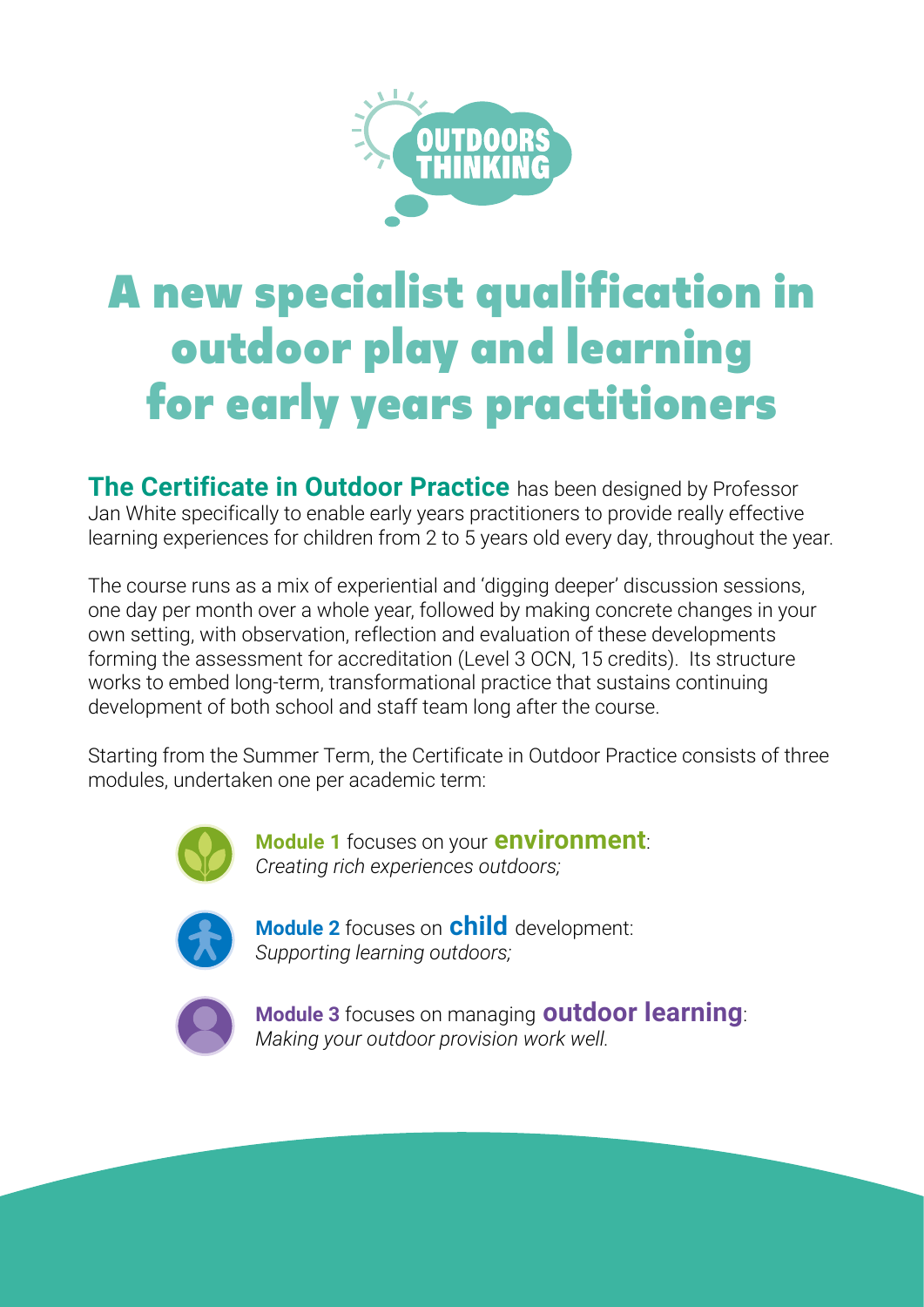OUTDOORS THINKING

# A new specialist qualification in outdoor play and learning for early years practitioners

**The Certificate in Outdoor Practice** has been designed by Professor Jan White specifically to enable early years practitioners to provide really effective learning experiences for children from 2 to 5 years old every day, throughout the year.

The course runs as a mix of experiential and 'digging deeper' discussion sessions, one day per month over a whole year, followed by making concrete changes in your own setting, with observation, reflection and evaluation of these developments forming the assessment for accreditation (Level 3 OCN, 15 credits). Its structure works to embed long-term, transformational practice that sustains continuing development of both school and staff team long after the course.

Starting from the Summer Term, the Certificate in Outdoor Practice consists of three modules, undertaken one per academic term:

- **Module 1** focuses on your **environment**: *Creating rich experiences outdoors;*
- **Module 2** focuses on **child** development: *Supporting learning outdoors;*
- **Module 3** focuses on managing **outdoor learning**: *Making your outdoor provision work well.*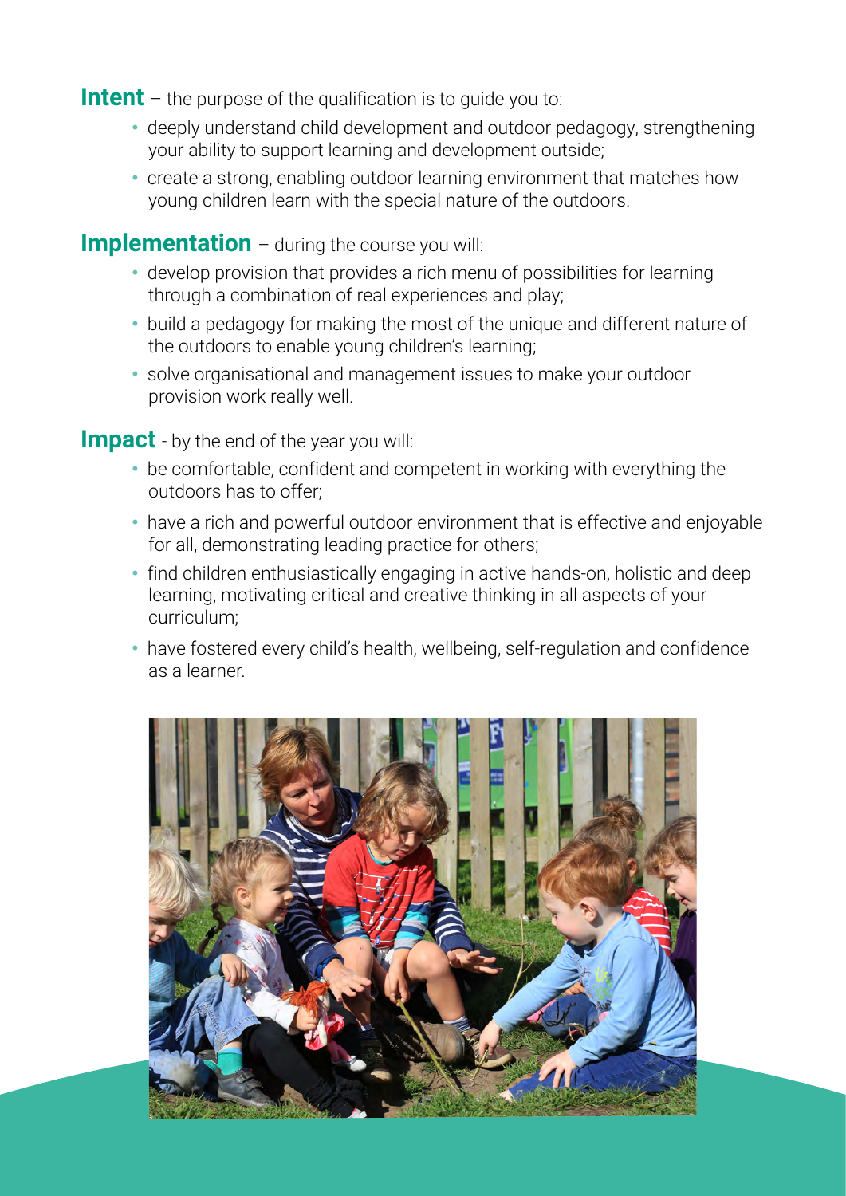**Intent** – the purpose of the qualification is to guide you to:

- deeply understand child development and outdoor pedagogy, strengthening your ability to support learning and development outside;
- create a strong, enabling outdoor learning environment that matches how young children learn with the special nature of the outdoors.

**Implementation** – during the course you will:

- develop provision that provides a rich menu of possibilities for learning through a combination of real experiences and play;
- build a pedagogy for making the most of the unique and different nature of the outdoors to enable young children's learning;
- solve organisational and management issues to make your outdoor provision work really well.

**Impact** - by the end of the year you will:

- be comfortable, confident and competent in working with everything the outdoors has to offer;
- have a rich and powerful outdoor environment that is effective and enjoyable for all, demonstrating leading practice for others;
- find children enthusiastically engaging in active hands-on, holistic and deep learning, motivating critical and creative thinking in all aspects of your curriculum;
- have fostered every child's health, wellbeing, self-regulation and confidence as a learner.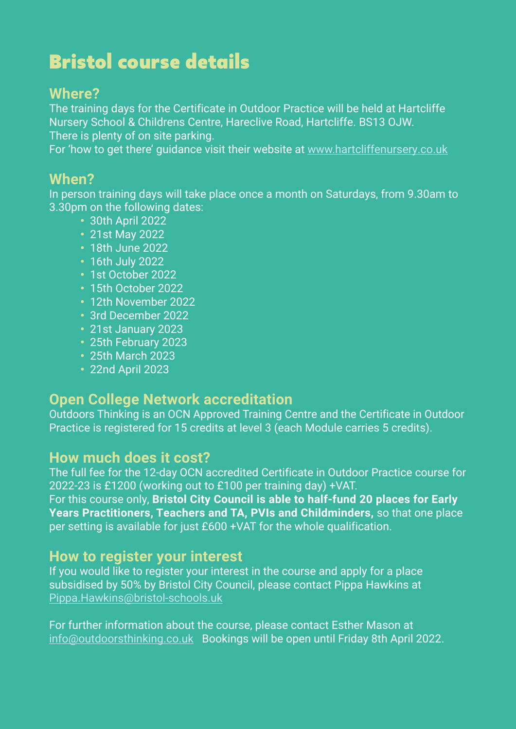# Bristol course details

## Where?

The training days for the Certificate in Outdoor Practice will be held at Hartcliffe Nursery School & Childrens Centre, Hareclive Road, Hartcliffe. BS13 OJW.
There is plenty of on site parking.
For 'how to get there' guidance visit their website at www.hartcliffenursery.co.uk

## When?

In person training days will take place once a month on Saturdays, from 9.30am to 3.30pm on the following dates:

- 30th April 2022
- 21st May 2022
- 18th June 2022
- 16th July 2022
- 1st October 2022
- 15th October 2022
- 12th November 2022
- 3rd December 2022
- 21st January 2023
- 25th February 2023
- 25th March 2023
- 22nd April 2023

## Open College Network accreditation

Outdoors Thinking is an OCN Approved Training Centre and the Certificate in Outdoor Practice is registered for 15 credits at level 3 (each Module carries 5 credits).

## How much does it cost?

The full fee for the 12-day OCN accredited Certificate in Outdoor Practice course for 2022-23 is £1200 (working out to £100 per training day) +VAT.
For this course only, **Bristol City Council is able to half-fund 20 places for Early Years Practitioners, Teachers and TA, PVIs and Childminders,** so that one place per setting is available for just £600 +VAT for the whole qualification.

## How to register your interest

If you would like to register your interest in the course and apply for a place subsidised by 50% by Bristol City Council, please contact Pippa Hawkins at Pippa.Hawkins@bristol-schools.uk

For further information about the course, please contact Esther Mason at info@outdoorsthinking.co.uk Bookings will be open until Friday 8th April 2022.